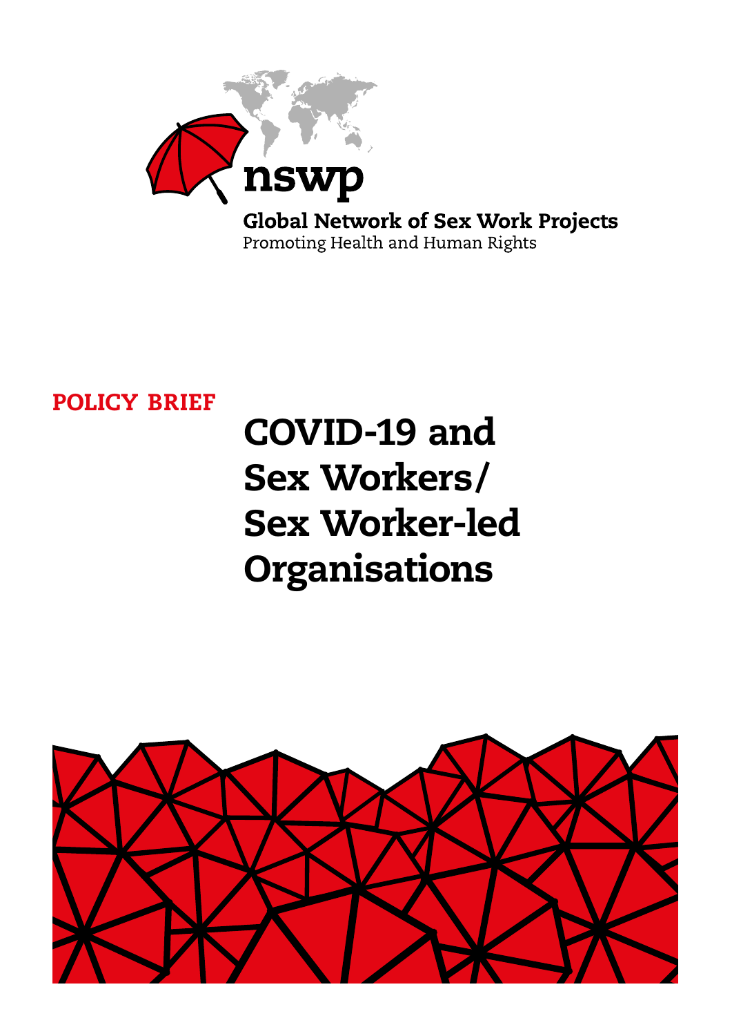nswp

Global Network of Sex Work Projects

Promoting Health and Human Rights

POLICY BRIEF

# COVID-19 and Sex Workers/ Sex Worker-led Organisations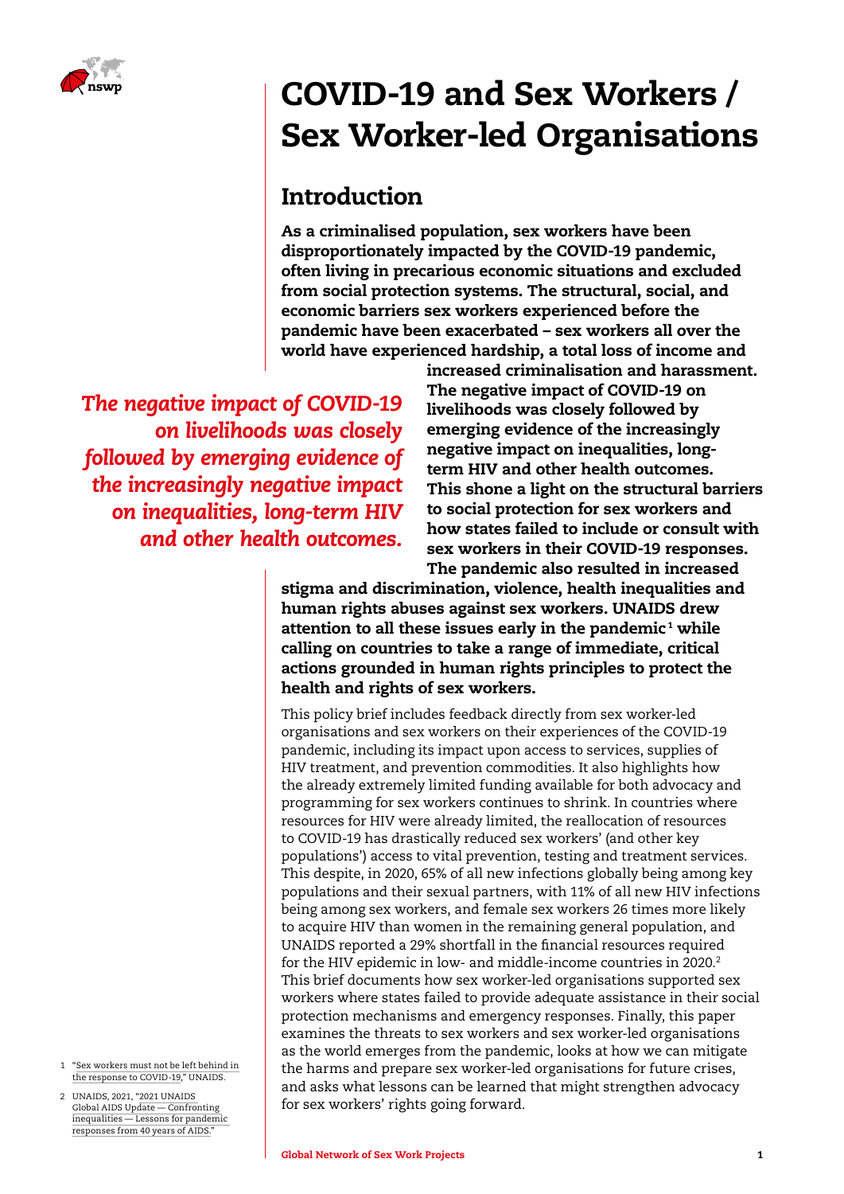# COVID-19 and Sex Workers / Sex Worker-led Organisations

## Introduction

**As a criminalised population, sex workers have been disproportionately impacted by the COVID-19 pandemic, often living in precarious economic situations and excluded from social protection systems. The structural, social, and economic barriers sex workers experienced before the pandemic have been exacerbated – sex workers all over the world have experienced hardship, a total loss of income and increased criminalisation and harassment. The negative impact of COVID-19 on livelihoods was closely followed by emerging evidence of the increasingly negative impact on inequalities, long-term HIV and other health outcomes. This shone a light on the structural barriers to social protection for sex workers and how states failed to include or consult with sex workers in their COVID-19 responses. The pandemic also resulted in increased stigma and discrimination, violence, health inequalities and human rights abuses against sex workers. UNAIDS drew attention to all these issues early in the pandemic[1] while calling on countries to take a range of immediate, critical actions grounded in human rights principles to protect the health and rights of sex workers.**

*The negative impact of COVID-19 on livelihoods was closely followed by emerging evidence of the increasingly negative impact on inequalities, long-term HIV and other health outcomes.*

This policy brief includes feedback directly from sex worker-led organisations and sex workers on their experiences of the COVID-19 pandemic, including its impact upon access to services, supplies of HIV treatment, and prevention commodities. It also highlights how the already extremely limited funding available for both advocacy and programming for sex workers continues to shrink. In countries where resources for HIV were already limited, the reallocation of resources to COVID-19 has drastically reduced sex workers' (and other key populations') access to vital prevention, testing and treatment services. This despite, in 2020, 65% of all new infections globally being among key populations and their sexual partners, with 11% of all new HIV infections being among sex workers, and female sex workers 26 times more likely to acquire HIV than women in the remaining general population, and UNAIDS reported a 29% shortfall in the financial resources required for the HIV epidemic in low- and middle-income countries in 2020.[2] This brief documents how sex worker-led organisations supported sex workers where states failed to provide adequate assistance in their social protection mechanisms and emergency responses. Finally, this paper examines the threats to sex workers and sex worker-led organisations as the world emerges from the pandemic, looks at how we can mitigate the harms and prepare sex worker-led organisations for future crises, and asks what lessons can be learned that might strengthen advocacy for sex workers' rights going forward.

1 "Sex workers must not be left behind in the response to COVID-19," UNAIDS.

2 UNAIDS, 2021, "2021 UNAIDS Global AIDS Update — Confronting inequalities — Lessons for pandemic responses from 40 years of AIDS."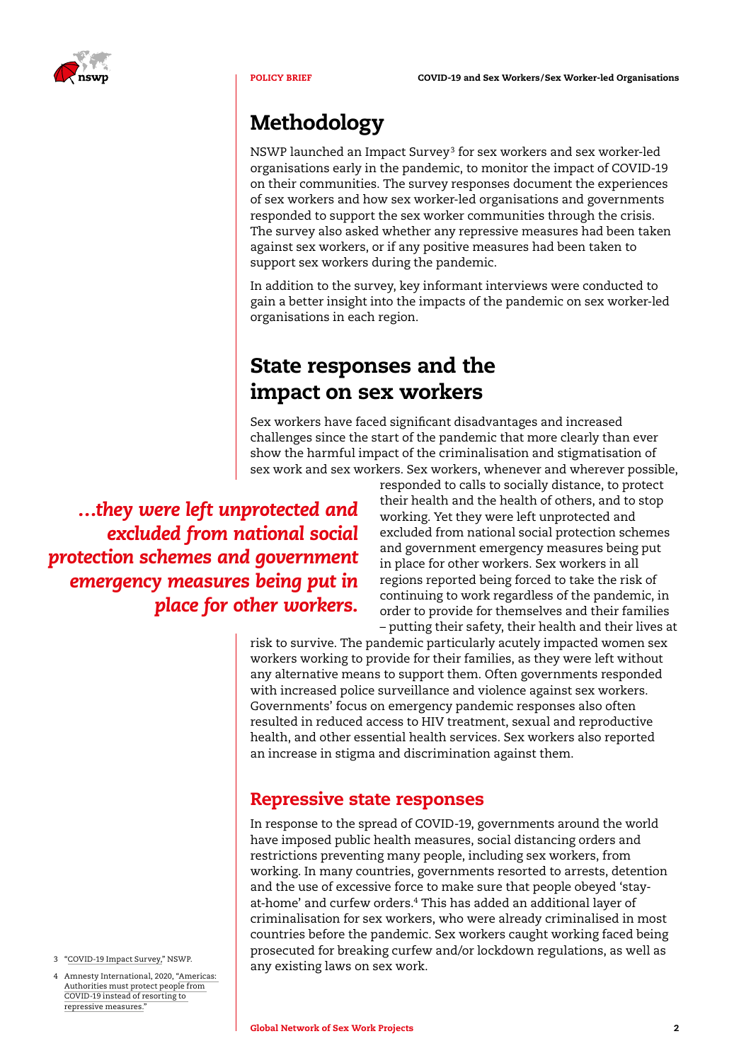# Methodology

NSWP launched an Impact Survey[3] for sex workers and sex worker-led organisations early in the pandemic, to monitor the impact of COVID-19 on their communities. The survey responses document the experiences of sex workers and how sex worker-led organisations and governments responded to support the sex worker communities through the crisis. The survey also asked whether any repressive measures had been taken against sex workers, or if any positive measures had been taken to support sex workers during the pandemic.

In addition to the survey, key informant interviews were conducted to gain a better insight into the impacts of the pandemic on sex worker-led organisations in each region.

# State responses and the impact on sex workers

Sex workers have faced significant disadvantages and increased challenges since the start of the pandemic that more clearly than ever show the harmful impact of the criminalisation and stigmatisation of sex work and sex workers. Sex workers, whenever and wherever possible, responded to calls to socially distance, to protect their health and the health of others, and to stop working. Yet they were left unprotected and excluded from national social protection schemes and government emergency measures being put in place for other workers. Sex workers in all regions reported being forced to take the risk of continuing to work regardless of the pandemic, in order to provide for themselves and their families – putting their safety, their health and their lives at risk to survive. The pandemic particularly acutely impacted women sex workers working to provide for their families, as they were left without any alternative means to support them. Often governments responded with increased police surveillance and violence against sex workers. Governments' focus on emergency pandemic responses also often resulted in reduced access to HIV treatment, sexual and reproductive health, and other essential health services. Sex workers also reported an increase in stigma and discrimination against them.

> *...they were left unprotected and excluded from national social protection schemes and government emergency measures being put in place for other workers.*

## Repressive state responses

In response to the spread of COVID-19, governments around the world have imposed public health measures, social distancing orders and restrictions preventing many people, including sex workers, from working. In many countries, governments resorted to arrests, detention and the use of excessive force to make sure that people obeyed 'stay-at-home' and curfew orders.[4] This has added an additional layer of criminalisation for sex workers, who were already criminalised in most countries before the pandemic. Sex workers caught working faced being prosecuted for breaking curfew and/or lockdown regulations, as well as any existing laws on sex work.

3 "COVID-19 Impact Survey," NSWP.

4 Amnesty International, 2020, "Americas: Authorities must protect people from COVID-19 instead of resorting to repressive measures."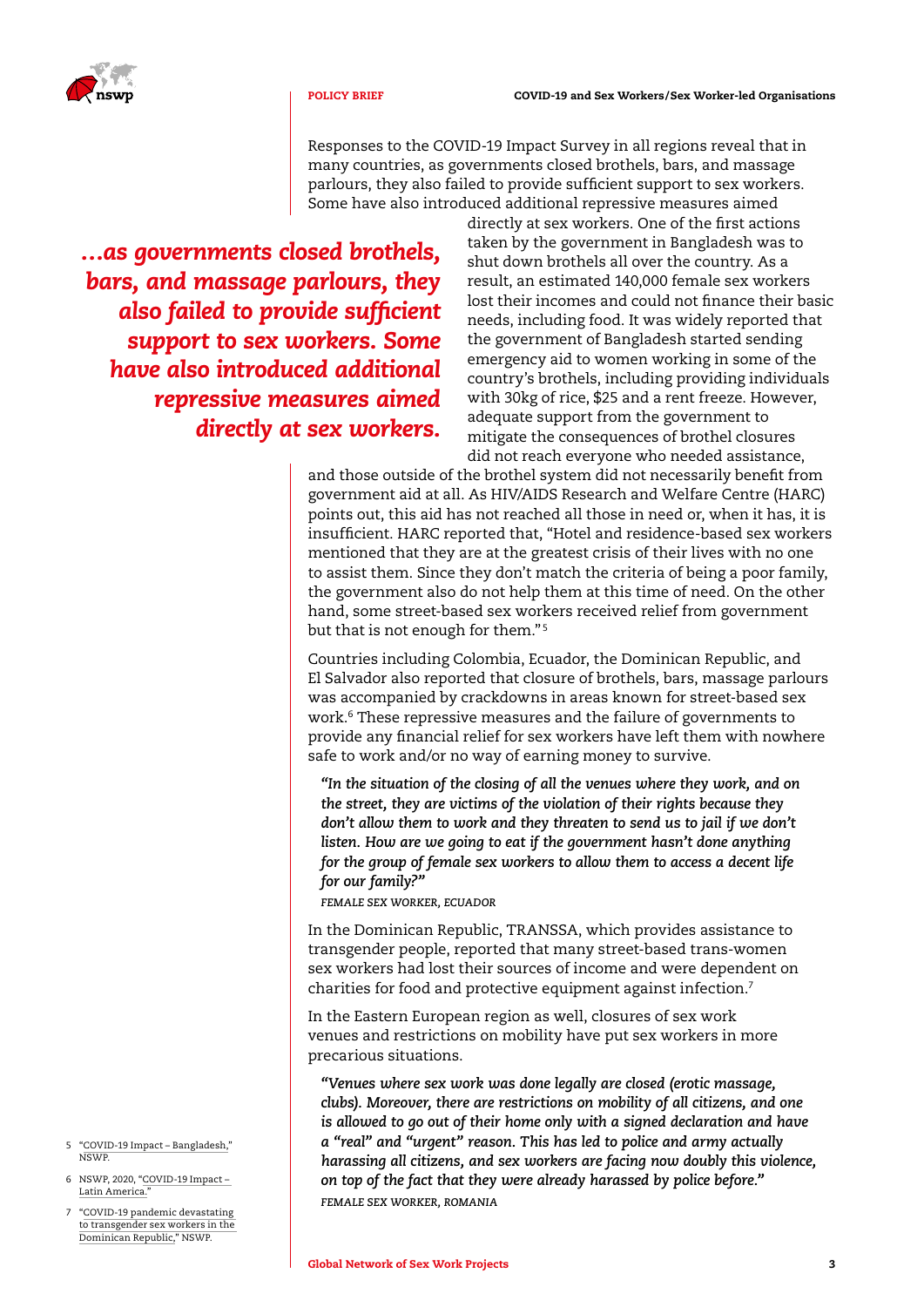Responses to the COVID-19 Impact Survey in all regions reveal that in many countries, as governments closed brothels, bars, and massage parlours, they also failed to provide sufficient support to sex workers. Some have also introduced additional repressive measures aimed directly at sex workers. One of the first actions taken by the government in Bangladesh was to shut down brothels all over the country. As a result, an estimated 140,000 female sex workers lost their incomes and could not finance their basic needs, including food. It was widely reported that the government of Bangladesh started sending emergency aid to women working in some of the country's brothels, including providing individuals with 30kg of rice, $25 and a rent freeze. However, adequate support from the government to mitigate the consequences of brothel closures did not reach everyone who needed assistance, and those outside of the brothel system did not necessarily benefit from government aid at all. As HIV/AIDS Research and Welfare Centre (HARC) points out, this aid has not reached all those in need or, when it has, it is insufficient. HARC reported that, "Hotel and residence-based sex workers mentioned that they are at the greatest crisis of their lives with no one to assist them. Since they don't match the criteria of being a poor family, the government also do not help them at this time of need. On the other hand, some street-based sex workers received relief from government but that is not enough for them."[5]

> ***…as governments closed brothels, bars, and massage parlours, they also failed to provide sufficient support to sex workers. Some have also introduced additional repressive measures aimed directly at sex workers.***

Countries including Colombia, Ecuador, the Dominican Republic, and El Salvador also reported that closure of brothels, bars, massage parlours was accompanied by crackdowns in areas known for street-based sex work.[6] These repressive measures and the failure of governments to provide any financial relief for sex workers have left them with nowhere safe to work and/or no way of earning money to survive.

> *"In the situation of the closing of all the venues where they work, and on the street, they are victims of the violation of their rights because they don't allow them to work and they threaten to send us to jail if we don't listen. How are we going to eat if the government hasn't done anything for the group of female sex workers to allow them to access a decent life for our family?"*
>
> *FEMALE SEX WORKER, ECUADOR*

In the Dominican Republic, TRANSSA, which provides assistance to transgender people, reported that many street-based trans-women sex workers had lost their sources of income and were dependent on charities for food and protective equipment against infection.[7]

In the Eastern European region as well, closures of sex work venues and restrictions on mobility have put sex workers in more precarious situations.

> *"Venues where sex work was done legally are closed (erotic massage, clubs). Moreover, there are restrictions on mobility of all citizens, and one is allowed to go out of their home only with a signed declaration and have a "real" and "urgent" reason. This has led to police and army actually harassing all citizens, and sex workers are facing now doubly this violence, on top of the fact that they were already harassed by police before."*
>
> *FEMALE SEX WORKER, ROMANIA*

5 "COVID-19 Impact – Bangladesh," NSWP.

6 NSWP, 2020, "COVID-19 Impact – Latin America."

7 "COVID-19 pandemic devastating to transgender sex workers in the Dominican Republic," NSWP.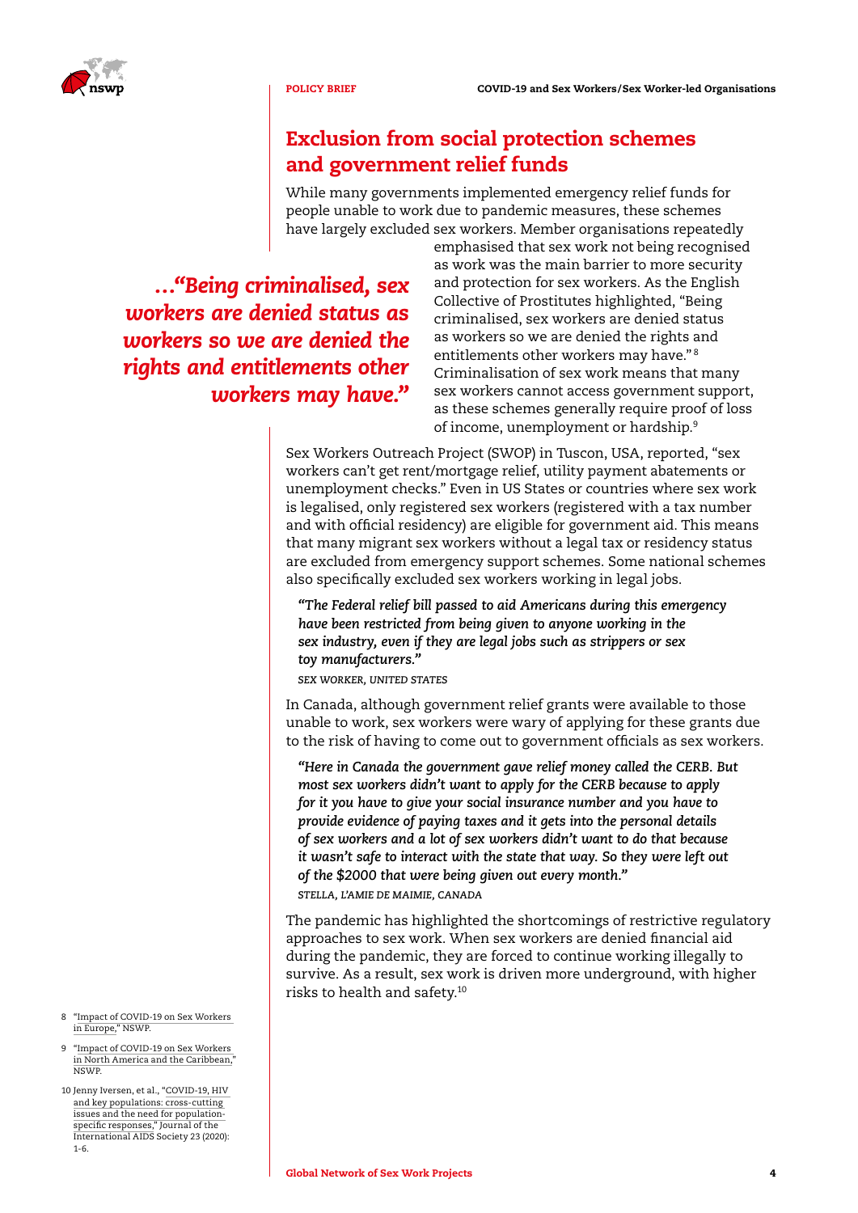## Exclusion from social protection schemes and government relief funds

While many governments implemented emergency relief funds for people unable to work due to pandemic measures, these schemes have largely excluded sex workers. Member organisations repeatedly emphasised that sex work not being recognised as work was the main barrier to more security and protection for sex workers. As the English Collective of Prostitutes highlighted, "Being criminalised, sex workers are denied status as workers so we are denied the rights and entitlements other workers may have."[8] Criminalisation of sex work means that many sex workers cannot access government support, as these schemes generally require proof of loss of income, unemployment or hardship.[9]

***…"Being criminalised, sex workers are denied status as workers so we are denied the rights and entitlements other workers may have."***

Sex Workers Outreach Project (SWOP) in Tuscon, USA, reported, "sex workers can't get rent/mortgage relief, utility payment abatements or unemployment checks." Even in US States or countries where sex work is legalised, only registered sex workers (registered with a tax number and with official residency) are eligible for government aid. This means that many migrant sex workers without a legal tax or residency status are excluded from emergency support schemes. Some national schemes also specifically excluded sex workers working in legal jobs.

> ***"The Federal relief bill passed to aid Americans during this emergency have been restricted from being given to anyone working in the sex industry, even if they are legal jobs such as strippers or sex toy manufacturers."***
>
> *SEX WORKER, UNITED STATES*

In Canada, although government relief grants were available to those unable to work, sex workers were wary of applying for these grants due to the risk of having to come out to government officials as sex workers.

> ***"Here in Canada the government gave relief money called the CERB. But most sex workers didn't want to apply for the CERB because to apply for it you have to give your social insurance number and you have to provide evidence of paying taxes and it gets into the personal details of sex workers and a lot of sex workers didn't want to do that because it wasn't safe to interact with the state that way. So they were left out of the $2000 that were being given out every month."***
>
> *STELLA, L'AMIE DE MAIMIE, CANADA*

The pandemic has highlighted the shortcomings of restrictive regulatory approaches to sex work. When sex workers are denied financial aid during the pandemic, they are forced to continue working illegally to survive. As a result, sex work is driven more underground, with higher risks to health and safety.[10]

---

8 "Impact of COVID-19 on Sex Workers in Europe," NSWP.

9 "Impact of COVID-19 on Sex Workers in North America and the Caribbean," NSWP.

10 Jenny Iversen, et al., "COVID-19, HIV and key populations: cross-cutting issues and the need for population-specific responses," Journal of the International AIDS Society 23 (2020): 1-6.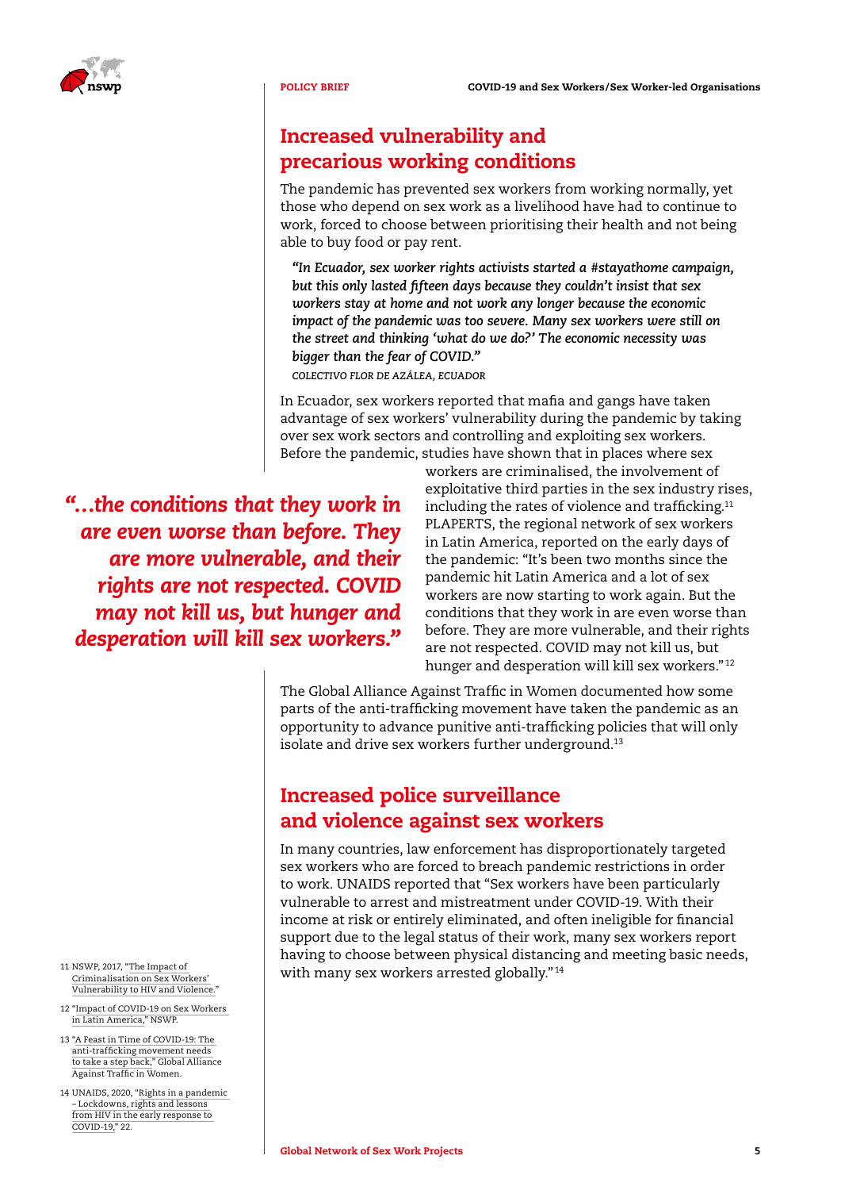## Increased vulnerability and precarious working conditions

The pandemic has prevented sex workers from working normally, yet those who depend on sex work as a livelihood have had to continue to work, forced to choose between prioritising their health and not being able to buy food or pay rent.

> *"In Ecuador, sex worker rights activists started a #stayathome campaign, but this only lasted fifteen days because they couldn't insist that sex workers stay at home and not work any longer because the economic impact of the pandemic was too severe. Many sex workers were still on the street and thinking 'what do we do?' The economic necessity was bigger than the fear of COVID."*
>
> COLECTIVO FLOR DE AZÁLEA, ECUADOR

In Ecuador, sex workers reported that mafia and gangs have taken advantage of sex workers' vulnerability during the pandemic by taking over sex work sectors and controlling and exploiting sex workers. Before the pandemic, studies have shown that in places where sex workers are criminalised, the involvement of exploitative third parties in the sex industry rises, including the rates of violence and trafficking.[11] PLAPERTS, the regional network of sex workers in Latin America, reported on the early days of the pandemic: "It's been two months since the pandemic hit Latin America and a lot of sex workers are now starting to work again. But the conditions that they work in are even worse than before. They are more vulnerable, and their rights are not respected. COVID may not kill us, but hunger and desperation will kill sex workers."[12]

> *"…the conditions that they work in are even worse than before. They are more vulnerable, and their rights are not respected. COVID may not kill us, but hunger and desperation will kill sex workers."*

The Global Alliance Against Traffic in Women documented how some parts of the anti-trafficking movement have taken the pandemic as an opportunity to advance punitive anti-trafficking policies that will only isolate and drive sex workers further underground.[13]

## Increased police surveillance and violence against sex workers

In many countries, law enforcement has disproportionately targeted sex workers who are forced to breach pandemic restrictions in order to work. UNAIDS reported that "Sex workers have been particularly vulnerable to arrest and mistreatment under COVID-19. With their income at risk or entirely eliminated, and often ineligible for financial support due to the legal status of their work, many sex workers report having to choose between physical distancing and meeting basic needs, with many sex workers arrested globally."[14]

---

11 NSWP, 2017, "The Impact of Criminalisation on Sex Workers' Vulnerability to HIV and Violence."

12 "Impact of COVID-19 on Sex Workers in Latin America," NSWP.

13 "A Feast in Time of COVID-19: The anti-trafficking movement needs to take a step back," Global Alliance Against Traffic in Women.

14 UNAIDS, 2020, "Rights in a pandemic – Lockdowns, rights and lessons from HIV in the early response to COVID-19," 22.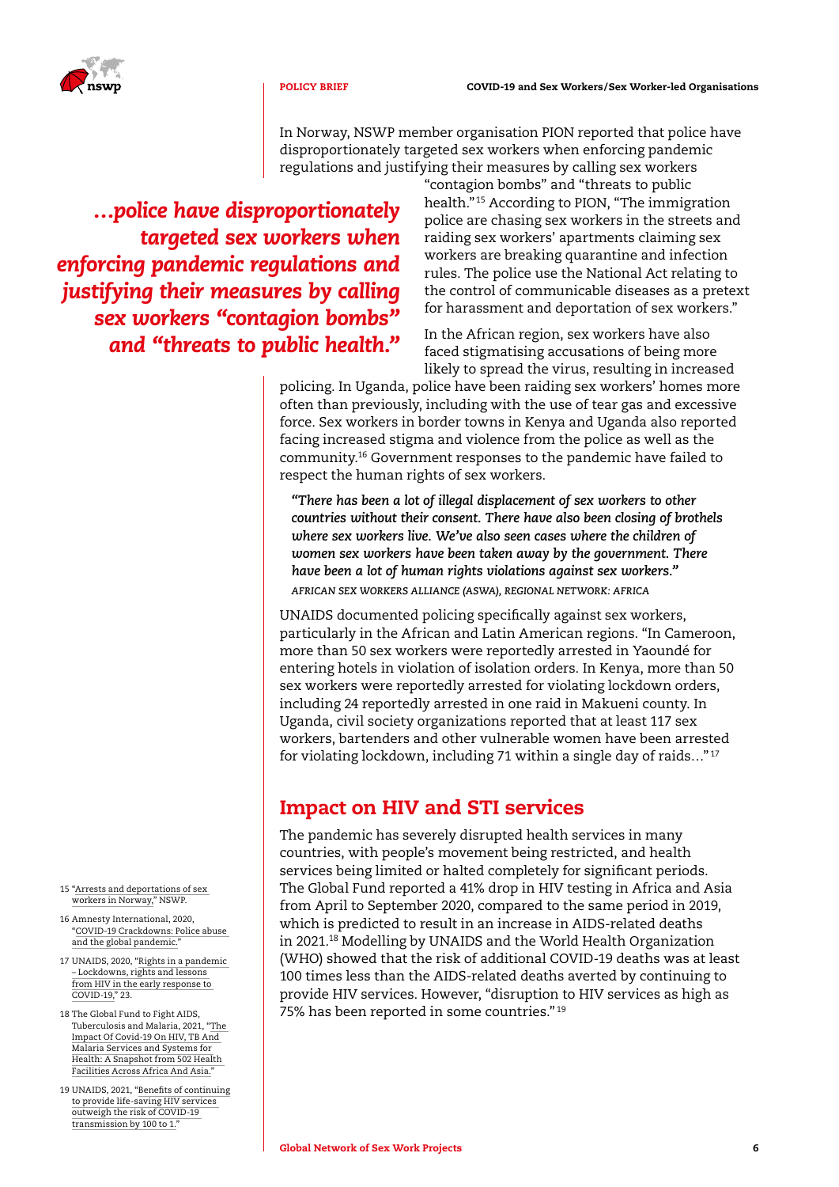In Norway, NSWP member organisation PION reported that police have disproportionately targeted sex workers when enforcing pandemic regulations and justifying their measures by calling sex workers "contagion bombs" and "threats to public health."[15] According to PION, "The immigration police are chasing sex workers in the streets and raiding sex workers' apartments claiming sex workers are breaking quarantine and infection rules. The police use the National Act relating to the control of communicable diseases as a pretext for harassment and deportation of sex workers."

> ***…police have disproportionately targeted sex workers when enforcing pandemic regulations and justifying their measures by calling sex workers "contagion bombs" and "threats to public health."***

In the African region, sex workers have also faced stigmatising accusations of being more likely to spread the virus, resulting in increased policing. In Uganda, police have been raiding sex workers' homes more often than previously, including with the use of tear gas and excessive force. Sex workers in border towns in Kenya and Uganda also reported facing increased stigma and violence from the police as well as the community.[16] Government responses to the pandemic have failed to respect the human rights of sex workers.

> ***"There has been a lot of illegal displacement of sex workers to other countries without their consent. There have also been closing of brothels where sex workers live. We've also seen cases where the children of women sex workers have been taken away by the government. There have been a lot of human rights violations against sex workers."***
>
> *AFRICAN SEX WORKERS ALLIANCE (ASWA), REGIONAL NETWORK: AFRICA*

UNAIDS documented policing specifically against sex workers, particularly in the African and Latin American regions. "In Cameroon, more than 50 sex workers were reportedly arrested in Yaoundé for entering hotels in violation of isolation orders. In Kenya, more than 50 sex workers were reportedly arrested for violating lockdown orders, including 24 reportedly arrested in one raid in Makueni county. In Uganda, civil society organizations reported that at least 117 sex workers, bartenders and other vulnerable women have been arrested for violating lockdown, including 71 within a single day of raids…"[17]

## Impact on HIV and STI services

The pandemic has severely disrupted health services in many countries, with people's movement being restricted, and health services being limited or halted completely for significant periods. The Global Fund reported a 41% drop in HIV testing in Africa and Asia from April to September 2020, compared to the same period in 2019, which is predicted to result in an increase in AIDS-related deaths in 2021.[18] Modelling by UNAIDS and the World Health Organization (WHO) showed that the risk of additional COVID-19 deaths was at least 100 times less than the AIDS-related deaths averted by continuing to provide HIV services. However, "disruption to HIV services as high as 75% has been reported in some countries."[19]

---

15 "Arrests and deportations of sex workers in Norway," NSWP.

16 Amnesty International, 2020, "COVID-19 Crackdowns: Police abuse and the global pandemic."

17 UNAIDS, 2020, "Rights in a pandemic – Lockdowns, rights and lessons from HIV in the early response to COVID-19," 23.

18 The Global Fund to Fight AIDS, Tuberculosis and Malaria, 2021, "The Impact Of Covid-19 On HIV, TB And Malaria Services and Systems for Health: A Snapshot from 502 Health Facilities Across Africa And Asia."

19 UNAIDS, 2021, "Benefits of continuing to provide life-saving HIV services outweigh the risk of COVID-19 transmission by 100 to 1."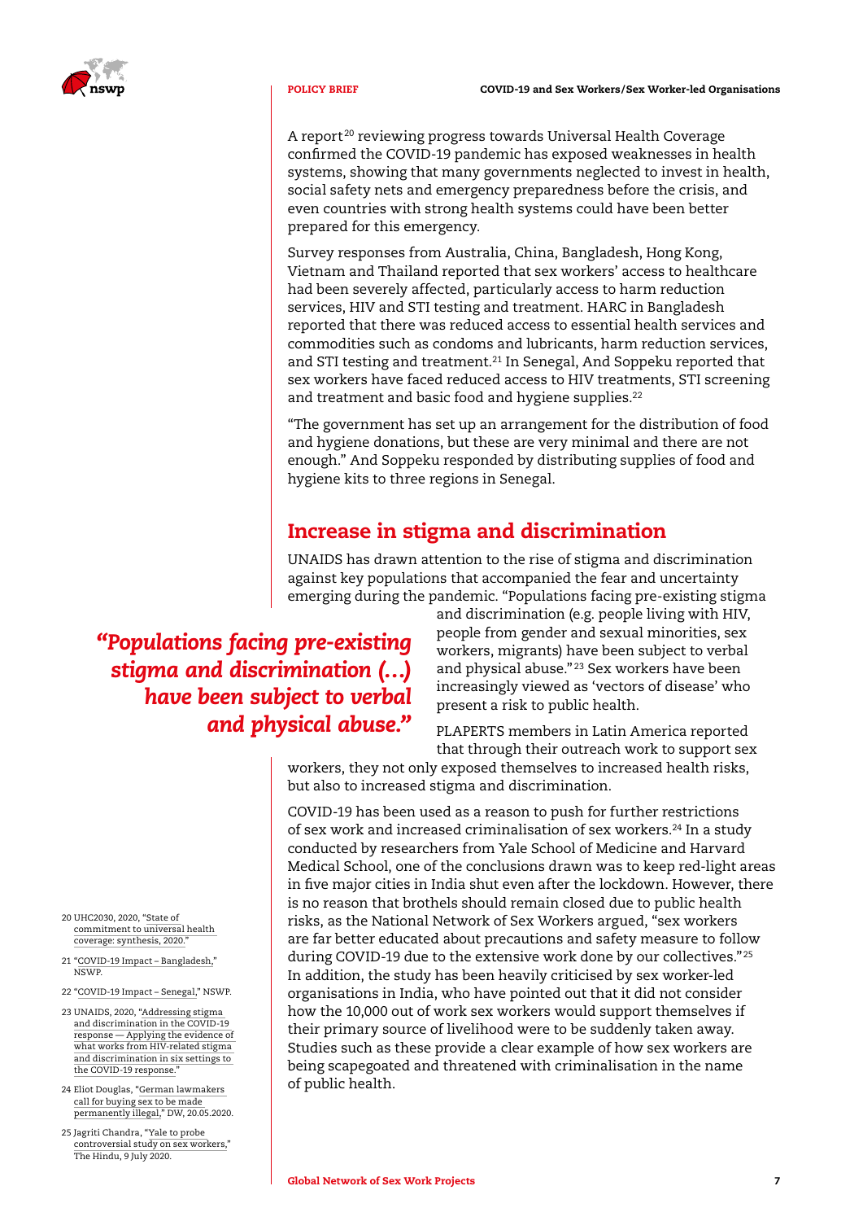A report[20] reviewing progress towards Universal Health Coverage confirmed the COVID-19 pandemic has exposed weaknesses in health systems, showing that many governments neglected to invest in health, social safety nets and emergency preparedness before the crisis, and even countries with strong health systems could have been better prepared for this emergency.

Survey responses from Australia, China, Bangladesh, Hong Kong, Vietnam and Thailand reported that sex workers' access to healthcare had been severely affected, particularly access to harm reduction services, HIV and STI testing and treatment. HARC in Bangladesh reported that there was reduced access to essential health services and commodities such as condoms and lubricants, harm reduction services, and STI testing and treatment.[21] In Senegal, And Soppeku reported that sex workers have faced reduced access to HIV treatments, STI screening and treatment and basic food and hygiene supplies.[22]

"The government has set up an arrangement for the distribution of food and hygiene donations, but these are very minimal and there are not enough." And Soppeku responded by distributing supplies of food and hygiene kits to three regions in Senegal.

## Increase in stigma and discrimination

UNAIDS has drawn attention to the rise of stigma and discrimination against key populations that accompanied the fear and uncertainty emerging during the pandemic. "Populations facing pre-existing stigma and discrimination (e.g. people living with HIV, people from gender and sexual minorities, sex workers, migrants) have been subject to verbal and physical abuse."[23] Sex workers have been increasingly viewed as 'vectors of disease' who present a risk to public health.

> ***"Populations facing pre-existing stigma and discrimination (…) have been subject to verbal and physical abuse."***

PLAPERTS members in Latin America reported that through their outreach work to support sex workers, they not only exposed themselves to increased health risks, but also to increased stigma and discrimination.

COVID-19 has been used as a reason to push for further restrictions of sex work and increased criminalisation of sex workers.[24] In a study conducted by researchers from Yale School of Medicine and Harvard Medical School, one of the conclusions drawn was to keep red-light areas in five major cities in India shut even after the lockdown. However, there is no reason that brothels should remain closed due to public health risks, as the National Network of Sex Workers argued, "sex workers are far better educated about precautions and safety measure to follow during COVID-19 due to the extensive work done by our collectives."[25] In addition, the study has been heavily criticised by sex worker-led organisations in India, who have pointed out that it did not consider how the 10,000 out of work sex workers would support themselves if their primary source of livelihood were to be suddenly taken away. Studies such as these provide a clear example of how sex workers are being scapegoated and threatened with criminalisation in the name of public health.

---

20 UHC2030, 2020, "State of commitment to universal health coverage: synthesis, 2020."

21 "COVID-19 Impact – Bangladesh," NSWP.

22 "COVID-19 Impact – Senegal," NSWP.

23 UNAIDS, 2020, "Addressing stigma and discrimination in the COVID-19 response — Applying the evidence of what works from HIV-related stigma and discrimination in six settings to the COVID-19 response."

24 Eliot Douglas, "German lawmakers call for buying sex to be made permanently illegal," DW, 20.05.2020.

25 Jagriti Chandra, "Yale to probe controversial study on sex workers," The Hindu, 9 July 2020.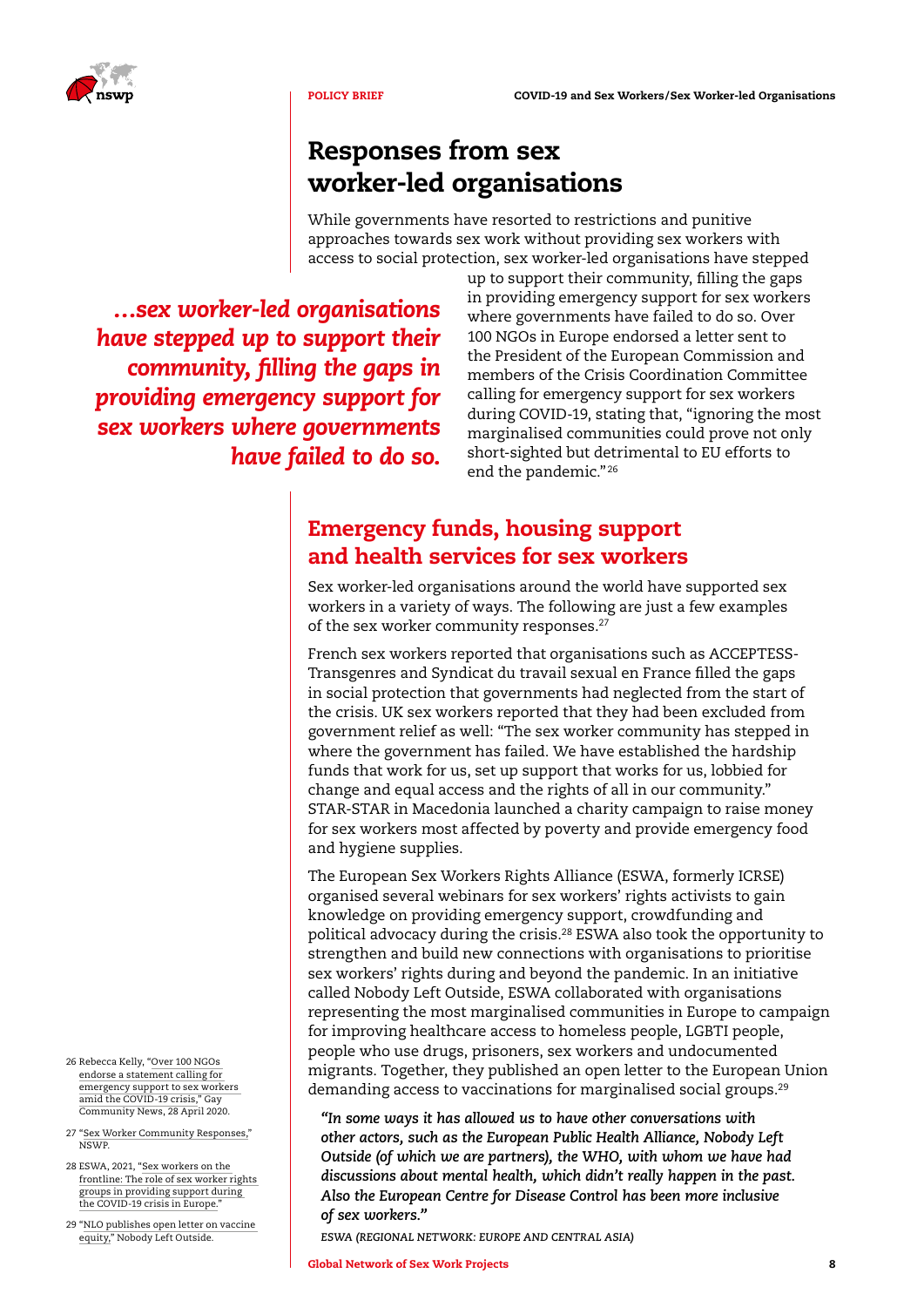## Responses from sex worker-led organisations

While governments have resorted to restrictions and punitive approaches towards sex work without providing sex workers with access to social protection, sex worker-led organisations have stepped up to support their community, filling the gaps in providing emergency support for sex workers where governments have failed to do so. Over 100 NGOs in Europe endorsed a letter sent to the President of the European Commission and members of the Crisis Coordination Committee calling for emergency support for sex workers during COVID-19, stating that, "ignoring the most marginalised communities could prove not only short-sighted but detrimental to EU efforts to end the pandemic."[26]

> *…sex worker-led organisations have stepped up to support their community, filling the gaps in providing emergency support for sex workers where governments have failed to do so.*

### Emergency funds, housing support and health services for sex workers

Sex worker-led organisations around the world have supported sex workers in a variety of ways. The following are just a few examples of the sex worker community responses.[27]

French sex workers reported that organisations such as ACCEPTESS-Transgenres and Syndicat du travail sexual en France filled the gaps in social protection that governments had neglected from the start of the crisis. UK sex workers reported that they had been excluded from government relief as well: "The sex worker community has stepped in where the government has failed. We have established the hardship funds that work for us, set up support that works for us, lobbied for change and equal access and the rights of all in our community." STAR-STAR in Macedonia launched a charity campaign to raise money for sex workers most affected by poverty and provide emergency food and hygiene supplies.

The European Sex Workers Rights Alliance (ESWA, formerly ICRSE) organised several webinars for sex workers' rights activists to gain knowledge on providing emergency support, crowdfunding and political advocacy during the crisis.[28] ESWA also took the opportunity to strengthen and build new connections with organisations to prioritise sex workers' rights during and beyond the pandemic. In an initiative called Nobody Left Outside, ESWA collaborated with organisations representing the most marginalised communities in Europe to campaign for improving healthcare access to homeless people, LGBTI people, people who use drugs, prisoners, sex workers and undocumented migrants. Together, they published an open letter to the European Union demanding access to vaccinations for marginalised social groups.[29]

> ***"In some ways it has allowed us to have other conversations with other actors, such as the European Public Health Alliance, Nobody Left Outside (of which we are partners), the WHO, with whom we have had discussions about mental health, which didn't really happen in the past. Also the European Centre for Disease Control has been more inclusive of sex workers."***
>
> *ESWA (REGIONAL NETWORK: EUROPE AND CENTRAL ASIA)*

---

26 Rebecca Kelly, "Over 100 NGOs endorse a statement calling for emergency support to sex workers amid the COVID-19 crisis," Gay Community News, 28 April 2020.

27 "Sex Worker Community Responses," NSWP.

28 ESWA, 2021, "Sex workers on the frontline: The role of sex worker rights groups in providing support during the COVID-19 crisis in Europe."

29 "NLO publishes open letter on vaccine equity," Nobody Left Outside.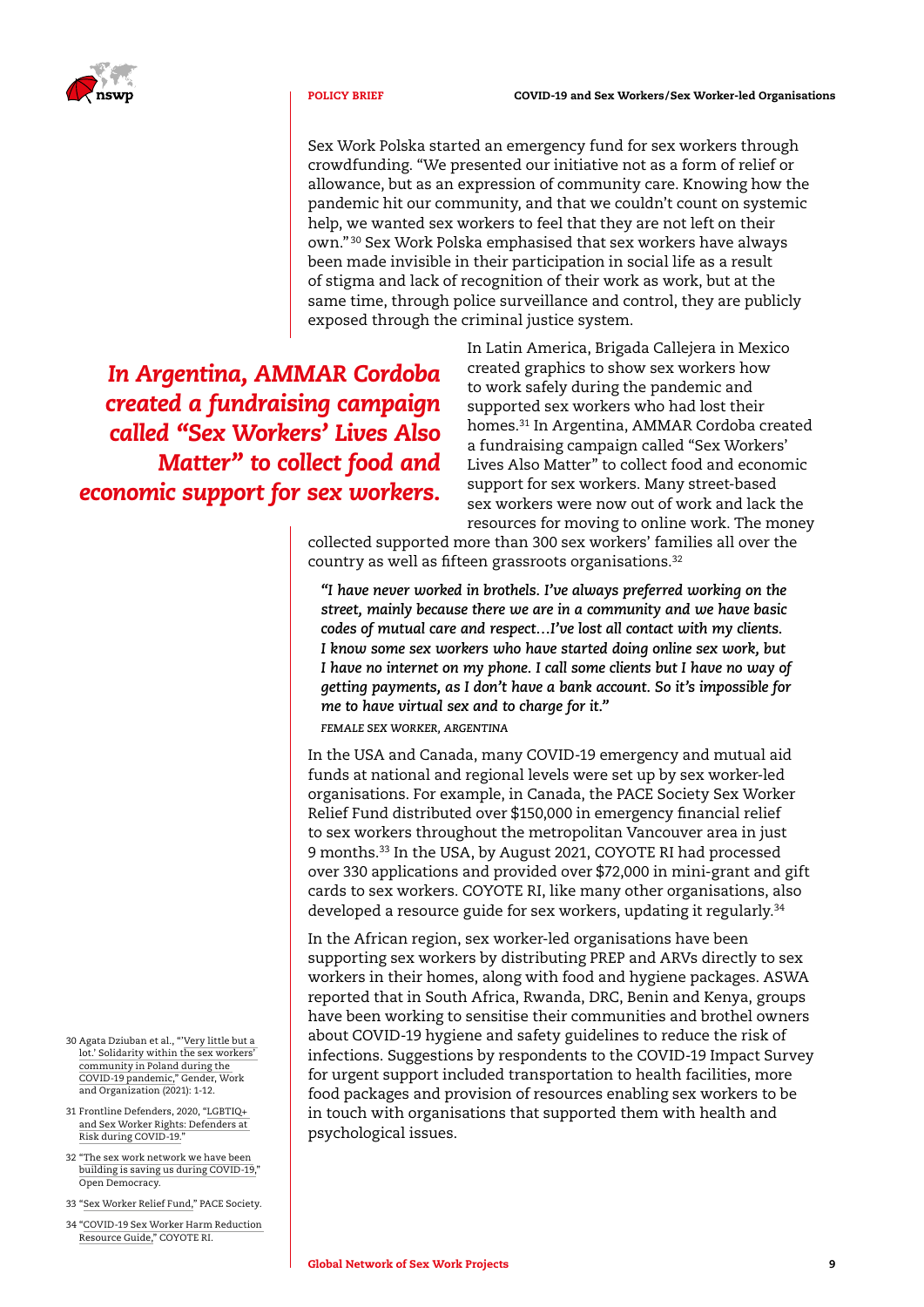Sex Work Polska started an emergency fund for sex workers through crowdfunding. "We presented our initiative not as a form of relief or allowance, but as an expression of community care. Knowing how the pandemic hit our community, and that we couldn't count on systemic help, we wanted sex workers to feel that they are not left on their own."[30] Sex Work Polska emphasised that sex workers have always been made invisible in their participation in social life as a result of stigma and lack of recognition of their work as work, but at the same time, through police surveillance and control, they are publicly exposed through the criminal justice system.

***In Argentina, AMMAR Cordoba created a fundraising campaign called "Sex Workers' Lives Also Matter" to collect food and economic support for sex workers.***

In Latin America, Brigada Callejera in Mexico created graphics to show sex workers how to work safely during the pandemic and supported sex workers who had lost their homes.[31] In Argentina, AMMAR Cordoba created a fundraising campaign called "Sex Workers' Lives Also Matter" to collect food and economic support for sex workers. Many street-based sex workers were now out of work and lack the resources for moving to online work. The money collected supported more than 300 sex workers' families all over the country as well as fifteen grassroots organisations.[32]

> ***"I have never worked in brothels. I've always preferred working on the street, mainly because there we are in a community and we have basic codes of mutual care and respect…I've lost all contact with my clients. I know some sex workers who have started doing online sex work, but I have no internet on my phone. I call some clients but I have no way of getting payments, as I don't have a bank account. So it's impossible for me to have virtual sex and to charge for it."***
>
> *FEMALE SEX WORKER, ARGENTINA*

In the USA and Canada, many COVID-19 emergency and mutual aid funds at national and regional levels were set up by sex worker-led organisations. For example, in Canada, the PACE Society Sex Worker Relief Fund distributed over $150,000 in emergency financial relief to sex workers throughout the metropolitan Vancouver area in just 9 months.[33] In the USA, by August 2021, COYOTE RI had processed over 330 applications and provided over $72,000 in mini-grant and gift cards to sex workers. COYOTE RI, like many other organisations, also developed a resource guide for sex workers, updating it regularly.[34]

In the African region, sex worker-led organisations have been supporting sex workers by distributing PREP and ARVs directly to sex workers in their homes, along with food and hygiene packages. ASWA reported that in South Africa, Rwanda, DRC, Benin and Kenya, groups have been working to sensitise their communities and brothel owners about COVID-19 hygiene and safety guidelines to reduce the risk of infections. Suggestions by respondents to the COVID-19 Impact Survey for urgent support included transportation to health facilities, more food packages and provision of resources enabling sex workers to be in touch with organisations that supported them with health and psychological issues.

---

30 Agata Dziuban et al., "'Very little but a lot.' Solidarity within the sex workers' community in Poland during the COVID-19 pandemic," Gender, Work and Organization (2021): 1-12.

31 Frontline Defenders, 2020, "LGBTIQ+ and Sex Worker Rights: Defenders at Risk during COVID-19."

32 "The sex work network we have been building is saving us during COVID-19," Open Democracy.

33 "Sex Worker Relief Fund," PACE Society.

34 "COVID-19 Sex Worker Harm Reduction Resource Guide," COYOTE RI.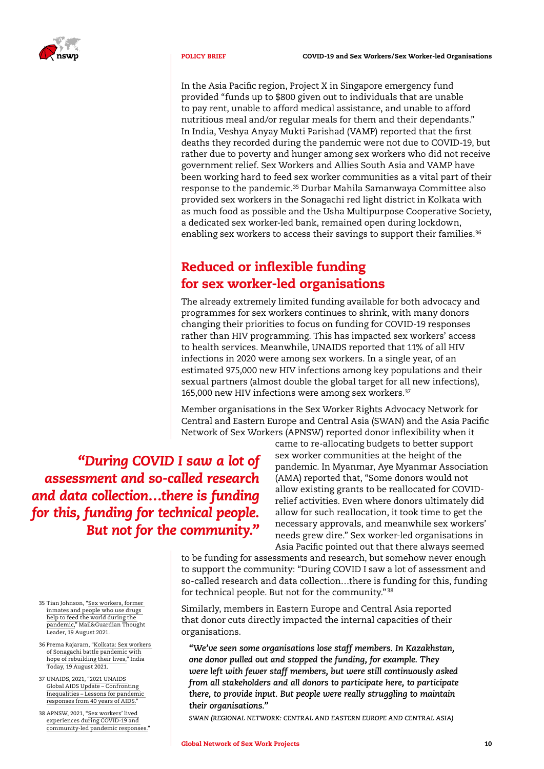In the Asia Pacific region, Project X in Singapore emergency fund provided "funds up to $800 given out to individuals that are unable to pay rent, unable to afford medical assistance, and unable to afford nutritious meal and/or regular meals for them and their dependants." In India, Veshya Anyay Mukti Parishad (VAMP) reported that the first deaths they recorded during the pandemic were not due to COVID-19, but rather due to poverty and hunger among sex workers who did not receive government relief. Sex Workers and Allies South Asia and VAMP have been working hard to feed sex worker communities as a vital part of their response to the pandemic.[35] Durbar Mahila Samanwaya Committee also provided sex workers in the Sonagachi red light district in Kolkata with as much food as possible and the Usha Multipurpose Cooperative Society, a dedicated sex worker-led bank, remained open during lockdown, enabling sex workers to access their savings to support their families.[36]

## Reduced or inflexible funding for sex worker-led organisations

The already extremely limited funding available for both advocacy and programmes for sex workers continues to shrink, with many donors changing their priorities to focus on funding for COVID-19 responses rather than HIV programming. This has impacted sex workers' access to health services. Meanwhile, UNAIDS reported that 11% of all HIV infections in 2020 were among sex workers. In a single year, of an estimated 975,000 new HIV infections among key populations and their sexual partners (almost double the global target for all new infections), 165,000 new HIV infections were among sex workers.[37]

Member organisations in the Sex Worker Rights Advocacy Network for Central and Eastern Europe and Central Asia (SWAN) and the Asia Pacific Network of Sex Workers (APNSW) reported donor inflexibility when it came to re-allocating budgets to better support sex worker communities at the height of the pandemic. In Myanmar, Aye Myanmar Association (AMA) reported that, "Some donors would not allow existing grants to be reallocated for COVID-relief activities. Even where donors ultimately did allow for such reallocation, it took time to get the necessary approvals, and meanwhile sex workers' needs grew dire." Sex worker-led organisations in Asia Pacific pointed out that there always seemed to be funding for assessments and research, but somehow never enough to support the community: "During COVID I saw a lot of assessment and so-called research and data collection…there is funding for this, funding for technical people. But not for the community."[38]

> ***"During COVID I saw a lot of assessment and so-called research and data collection…there is funding for this, funding for technical people. But not for the community."***

Similarly, members in Eastern Europe and Central Asia reported that donor cuts directly impacted the internal capacities of their organisations.

> *"We've seen some organisations lose staff members. In Kazakhstan, one donor pulled out and stopped the funding, for example. They were left with fewer staff members, but were still continuously asked from all stakeholders and all donors to participate here, to participate there, to provide input. But people were really struggling to maintain their organisations."*
>
> *SWAN (REGIONAL NETWORK: CENTRAL AND EASTERN EUROPE AND CENTRAL ASIA)*

35 Tian Johnson, "Sex workers, former inmates and people who use drugs help to feed the world during the pandemic," Mail&Guardian Thought Leader, 19 August 2021.

36 Prema Rajaram, "Kolkata: Sex workers of Sonagachi battle pandemic with hope of rebuilding their lives," India Today, 19 August 2021.

37 UNAIDS, 2021, "2021 UNAIDS Global AIDS Update – Confronting Inequalities – Lessons for pandemic responses from 40 years of AIDS."

38 APNSW, 2021, "Sex workers' lived experiences during COVID-19 and community-led pandemic responses."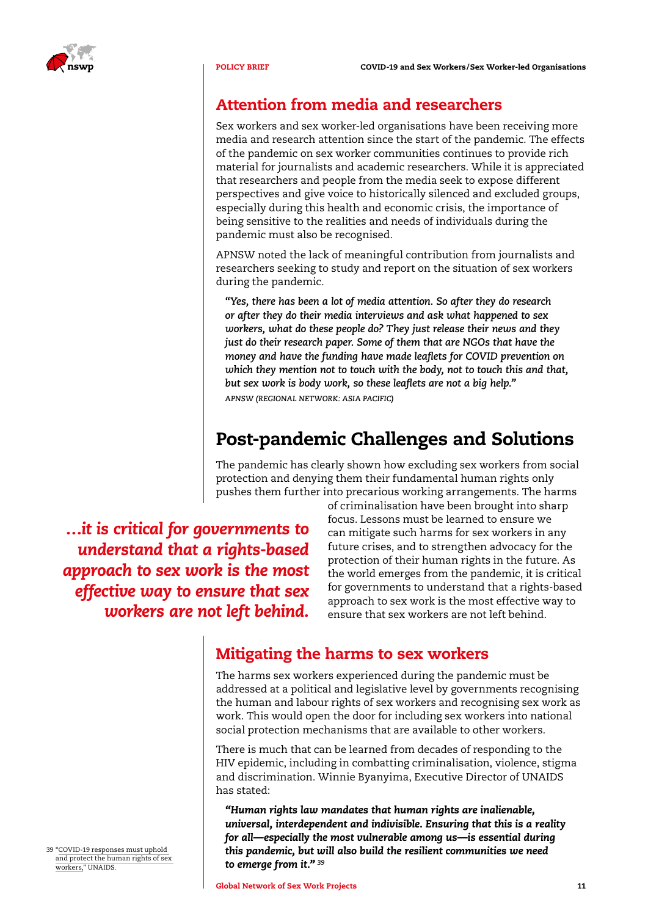## Attention from media and researchers

Sex workers and sex worker-led organisations have been receiving more media and research attention since the start of the pandemic. The effects of the pandemic on sex worker communities continues to provide rich material for journalists and academic researchers. While it is appreciated that researchers and people from the media seek to expose different perspectives and give voice to historically silenced and excluded groups, especially during this health and economic crisis, the importance of being sensitive to the realities and needs of individuals during the pandemic must also be recognised.

APNSW noted the lack of meaningful contribution from journalists and researchers seeking to study and report on the situation of sex workers during the pandemic.

> ***"Yes, there has been a lot of media attention. So after they do research or after they do their media interviews and ask what happened to sex workers, what do these people do? They just release their news and they just do their research paper. Some of them that are NGOs that have the money and have the funding have made leaflets for COVID prevention on which they mention not to touch with the body, not to touch this and that, but sex work is body work, so these leaflets are not a big help."***
>
> *APNSW (REGIONAL NETWORK: ASIA PACIFIC)*

# Post-pandemic Challenges and Solutions

The pandemic has clearly shown how excluding sex workers from social protection and denying them their fundamental human rights only pushes them further into precarious working arrangements. The harms of criminalisation have been brought into sharp focus. Lessons must be learned to ensure we can mitigate such harms for sex workers in any future crises, and to strengthen advocacy for the protection of their human rights in the future. As the world emerges from the pandemic, it is critical for governments to understand that a rights-based approach to sex work is the most effective way to ensure that sex workers are not left behind.

> ***…it is critical for governments to understand that a rights-based approach to sex work is the most effective way to ensure that sex workers are not left behind.***

## Mitigating the harms to sex workers

The harms sex workers experienced during the pandemic must be addressed at a political and legislative level by governments recognising the human and labour rights of sex workers and recognising sex work as work. This would open the door for including sex workers into national social protection mechanisms that are available to other workers.

There is much that can be learned from decades of responding to the HIV epidemic, including in combatting criminalisation, violence, stigma and discrimination. Winnie Byanyima, Executive Director of UNAIDS has stated:

> ***"Human rights law mandates that human rights are inalienable, universal, interdependent and indivisible. Ensuring that this is a reality for all—especially the most vulnerable among us—is essential during this pandemic, but will also build the resilient communities we need to emerge from it."*** [39]

39 "COVID-19 responses must uphold and protect the human rights of sex workers," UNAIDS.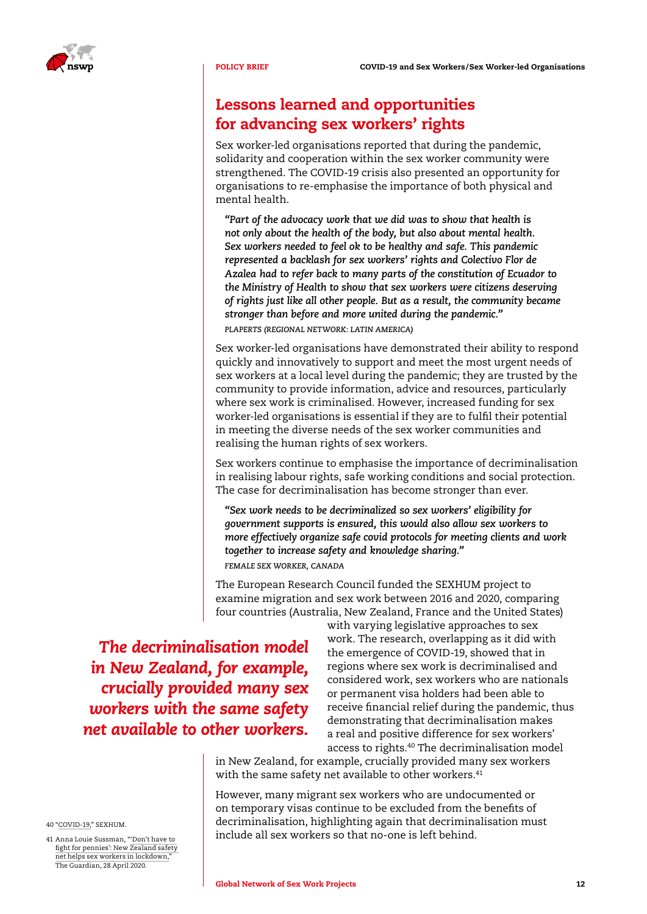## Lessons learned and opportunities for advancing sex workers' rights

Sex worker-led organisations reported that during the pandemic, solidarity and cooperation within the sex worker community were strengthened. The COVID-19 crisis also presented an opportunity for organisations to re-emphasise the importance of both physical and mental health.

> *"Part of the advocacy work that we did was to show that health is not only about the health of the body, but also about mental health. Sex workers needed to feel ok to be healthy and safe. This pandemic represented a backlash for sex workers' rights and Colectivo Flor de Azalea had to refer back to many parts of the constitution of Ecuador to the Ministry of Health to show that sex workers were citizens deserving of rights just like all other people. But as a result, the community became stronger than before and more united during the pandemic."*
>
> *PLAPERTS (REGIONAL NETWORK: LATIN AMERICA)*

Sex worker-led organisations have demonstrated their ability to respond quickly and innovatively to support and meet the most urgent needs of sex workers at a local level during the pandemic; they are trusted by the community to provide information, advice and resources, particularly where sex work is criminalised. However, increased funding for sex worker-led organisations is essential if they are to fulfil their potential in meeting the diverse needs of the sex worker communities and realising the human rights of sex workers.

Sex workers continue to emphasise the importance of decriminalisation in realising labour rights, safe working conditions and social protection. The case for decriminalisation has become stronger than ever.

> *"Sex work needs to be decriminalized so sex workers' eligibility for government supports is ensured, this would also allow sex workers to more effectively organize safe covid protocols for meeting clients and work together to increase safety and knowledge sharing."*
>
> *FEMALE SEX WORKER, CANADA*

The European Research Council funded the SEXHUM project to examine migration and sex work between 2016 and 2020, comparing four countries (Australia, New Zealand, France and the United States) with varying legislative approaches to sex work. The research, overlapping as it did with the emergence of COVID-19, showed that in regions where sex work is decriminalised and considered work, sex workers who are nationals or permanent visa holders had been able to receive financial relief during the pandemic, thus demonstrating that decriminalisation makes a real and positive difference for sex workers' access to rights.[40] The decriminalisation model in New Zealand, for example, crucially provided many sex workers with the same safety net available to other workers.[41]

> ***The decriminalisation model in New Zealand, for example, crucially provided many sex workers with the same safety net available to other workers.***

However, many migrant sex workers who are undocumented or on temporary visas continue to be excluded from the benefits of decriminalisation, highlighting again that decriminalisation must include all sex workers so that no-one is left behind.

40 "COVID-19," SEXHUM.

41 Anna Louie Sussman, "'Don't have to fight for pennies': New Zealand safety net helps sex workers in lockdown," The Guardian, 28 April 2020.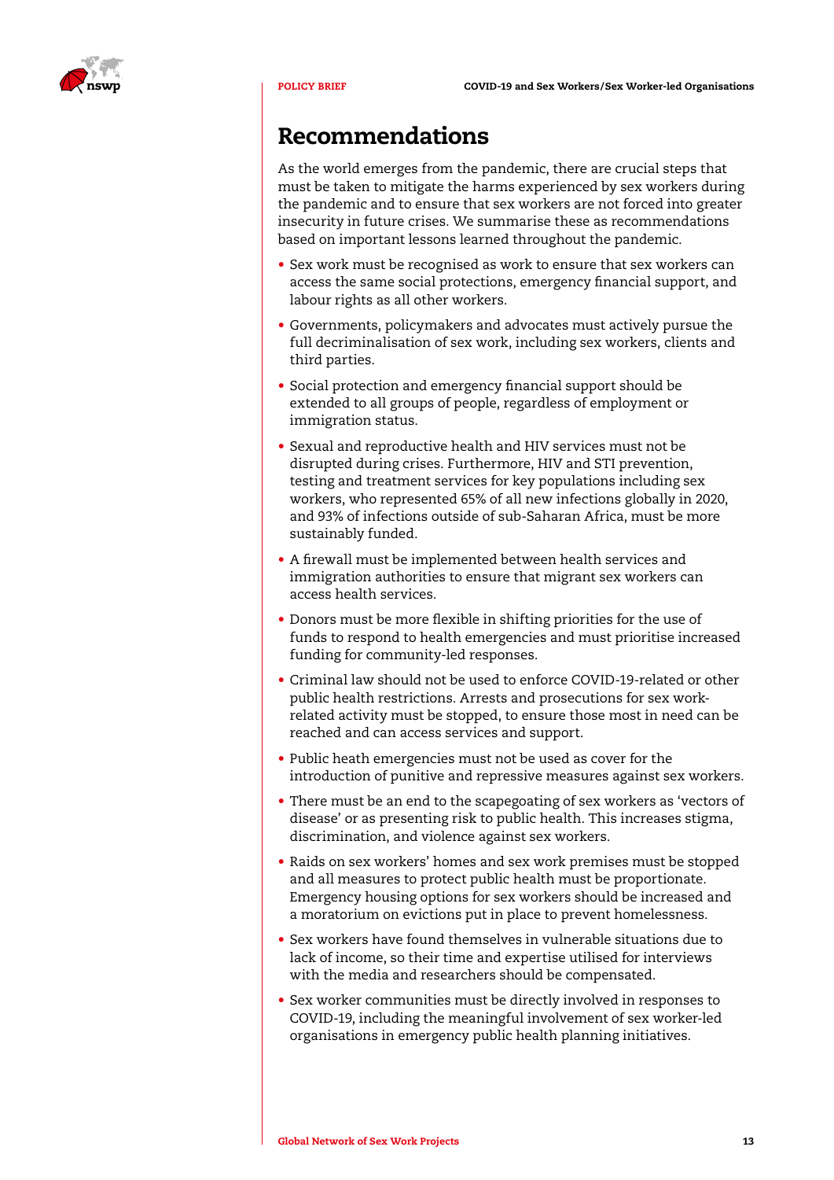# Recommendations

As the world emerges from the pandemic, there are crucial steps that must be taken to mitigate the harms experienced by sex workers during the pandemic and to ensure that sex workers are not forced into greater insecurity in future crises. We summarise these as recommendations based on important lessons learned throughout the pandemic.

- Sex work must be recognised as work to ensure that sex workers can access the same social protections, emergency financial support, and labour rights as all other workers.
- Governments, policymakers and advocates must actively pursue the full decriminalisation of sex work, including sex workers, clients and third parties.
- Social protection and emergency financial support should be extended to all groups of people, regardless of employment or immigration status.
- Sexual and reproductive health and HIV services must not be disrupted during crises. Furthermore, HIV and STI prevention, testing and treatment services for key populations including sex workers, who represented 65% of all new infections globally in 2020, and 93% of infections outside of sub-Saharan Africa, must be more sustainably funded.
- A firewall must be implemented between health services and immigration authorities to ensure that migrant sex workers can access health services.
- Donors must be more flexible in shifting priorities for the use of funds to respond to health emergencies and must prioritise increased funding for community-led responses.
- Criminal law should not be used to enforce COVID-19-related or other public health restrictions. Arrests and prosecutions for sex work-related activity must be stopped, to ensure those most in need can be reached and can access services and support.
- Public heath emergencies must not be used as cover for the introduction of punitive and repressive measures against sex workers.
- There must be an end to the scapegoating of sex workers as 'vectors of disease' or as presenting risk to public health. This increases stigma, discrimination, and violence against sex workers.
- Raids on sex workers' homes and sex work premises must be stopped and all measures to protect public health must be proportionate. Emergency housing options for sex workers should be increased and a moratorium on evictions put in place to prevent homelessness.
- Sex workers have found themselves in vulnerable situations due to lack of income, so their time and expertise utilised for interviews with the media and researchers should be compensated.
- Sex worker communities must be directly involved in responses to COVID-19, including the meaningful involvement of sex worker-led organisations in emergency public health planning initiatives.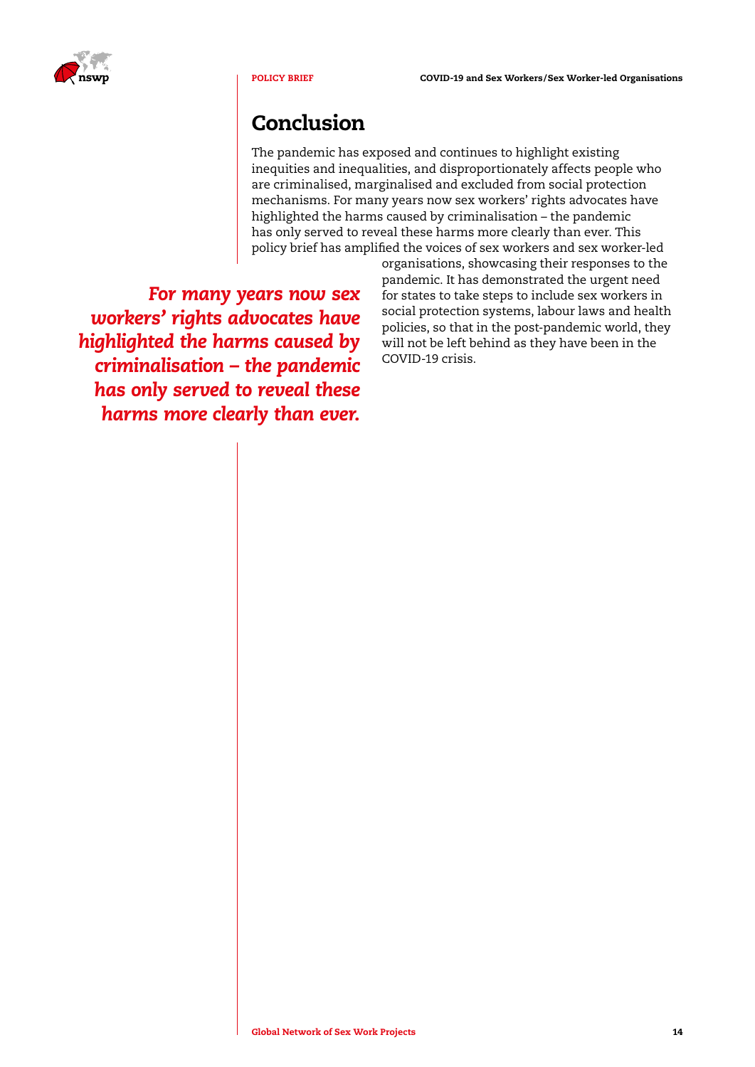## Conclusion

The pandemic has exposed and continues to highlight existing inequities and inequalities, and disproportionately affects people who are criminalised, marginalised and excluded from social protection mechanisms. For many years now sex workers' rights advocates have highlighted the harms caused by criminalisation – the pandemic has only served to reveal these harms more clearly than ever. This policy brief has amplified the voices of sex workers and sex worker-led organisations, showcasing their responses to the pandemic. It has demonstrated the urgent need for states to take steps to include sex workers in social protection systems, labour laws and health policies, so that in the post-pandemic world, they will not be left behind as they have been in the COVID-19 crisis.

*For many years now sex workers' rights advocates have highlighted the harms caused by criminalisation – the pandemic has only served to reveal these harms more clearly than ever.*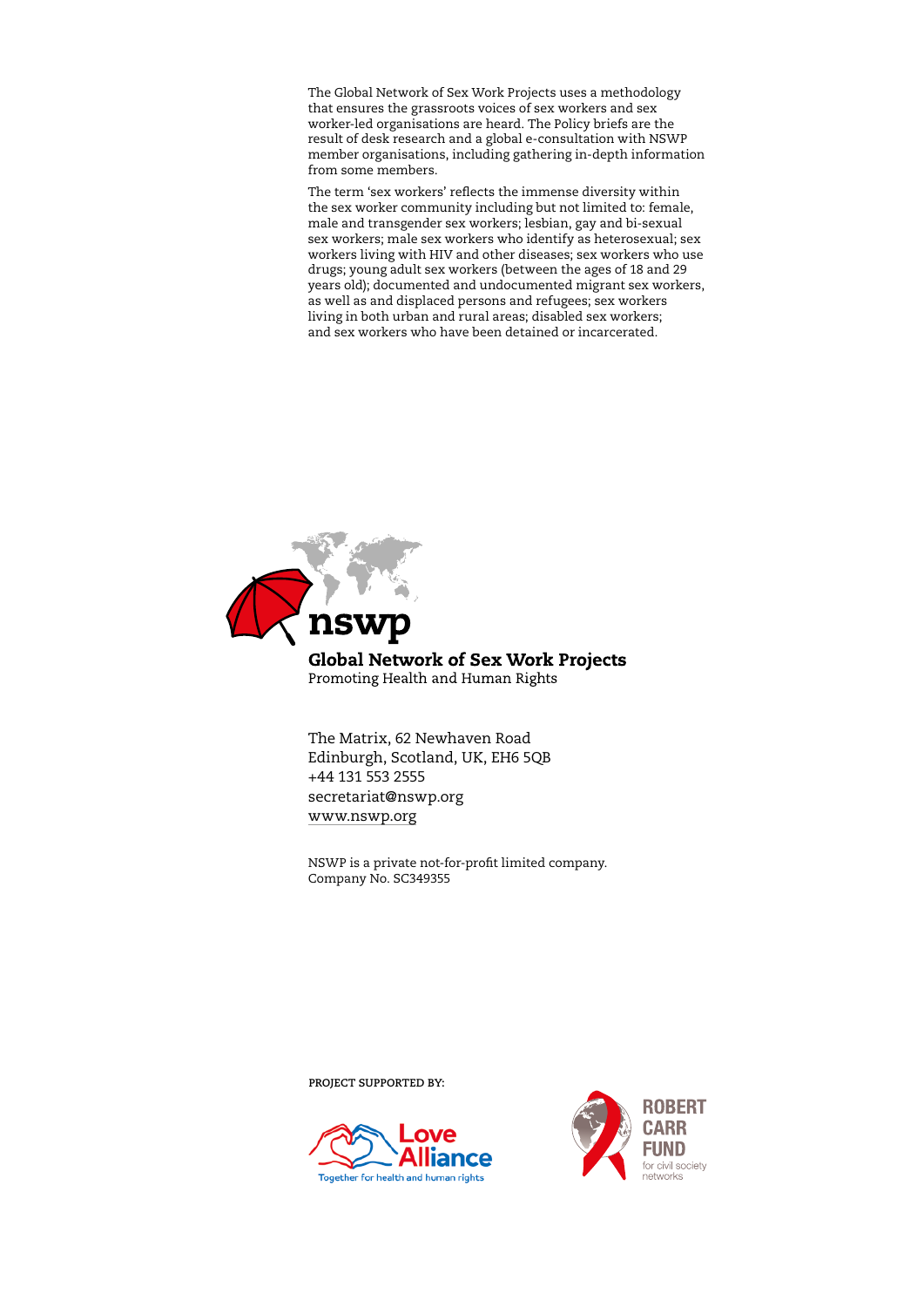The Global Network of Sex Work Projects uses a methodology that ensures the grassroots voices of sex workers and sex worker-led organisations are heard. The Policy briefs are the result of desk research and a global e-consultation with NSWP member organisations, including gathering in-depth information from some members.

The term 'sex workers' reflects the immense diversity within the sex worker community including but not limited to: female, male and transgender sex workers; lesbian, gay and bi-sexual sex workers; male sex workers who identify as heterosexual; sex workers living with HIV and other diseases; sex workers who use drugs; young adult sex workers (between the ages of 18 and 29 years old); documented and undocumented migrant sex workers, as well as and displaced persons and refugees; sex workers living in both urban and rural areas; disabled sex workers; and sex workers who have been detained or incarcerated.

nswp

**Global Network of Sex Work Projects**
Promoting Health and Human Rights

The Matrix, 62 Newhaven Road
Edinburgh, Scotland, UK, EH6 5QB
+44 131 553 2555
secretariat@nswp.org
www.nswp.org

NSWP is a private not-for-profit limited company.
Company No. SC349355

**PROJECT SUPPORTED BY:**

Love Alliance
Together for health and human rights

ROBERT CARR FUND
for civil society networks